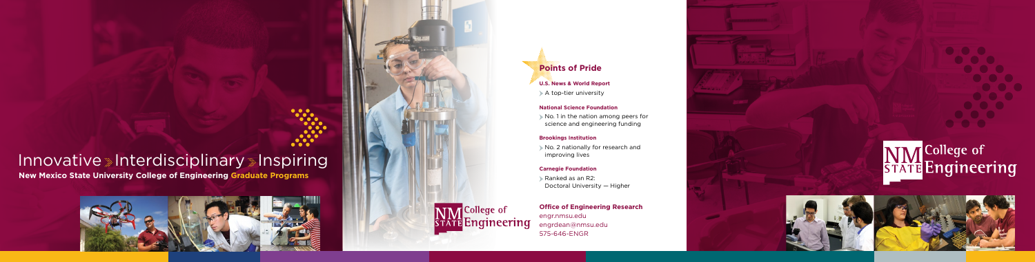# Innovative » Interdisciplinary » Inspiring

**New Mexico State University College of Engineering Graduate Programs**

NM STATE College of Engineering

## Points of Pride

**U.S. News & World Report**

- A top-tier university

**National Science Foundation**

- No. 1 in the nation among peers for science and engineering funding

**Brookings Institution**

- No. 2 nationally for research and improving lives

**Carnegie Foundation**

- Ranked as an R2: Doctoral University — Higher

**Office of Engineering Research**

engr.nmsu.edu
engrdean@nmsu.edu
575-646-ENGR

NM STATE College of Engineering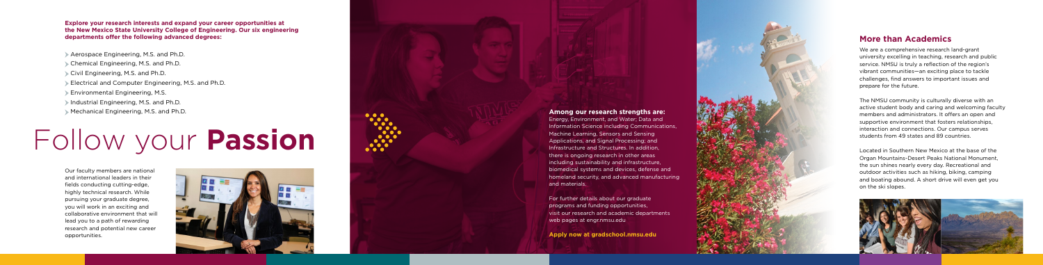**Explore your research interests and expand your career opportunities at the New Mexico State University College of Engineering. Our six engineering departments offer the following advanced degrees:**

- Aerospace Engineering, M.S. and Ph.D.
- Chemical Engineering, M.S. and Ph.D.
- Civil Engineering, M.S. and Ph.D.
- Electrical and Computer Engineering, M.S. and Ph.D.
- Environmental Engineering, M.S.
- Industrial Engineering, M.S. and Ph.D.
- Mechanical Engineering, M.S. and Ph.D.

# Follow your **Passion**

Our faculty members are national and international leaders in their fields conducting cutting-edge, highly technical research. While pursuing your graduate degree, you will work in an exciting and collaborative environment that will lead you to a path of rewarding research and potential new career opportunities.

**Among our research strengths are:**
Energy, Environment, and Water; Data and Information Science including Communications, Machine Learning, Sensors and Sensing Applications, and Signal Processing; and Infrastructure and Structures. In addition, there is ongoing research in other areas including sustainability and infrastructure, biomedical systems and devices, defense and homeland security, and advanced manufacturing and materials.

For further details about our graduate programs and funding opportunities, visit our research and academic departments web pages at engr.nmsu.edu

**Apply now at gradschool.nmsu.edu**

## More than Academics

We are a comprehensive research land-grant university excelling in teaching, research and public service. NMSU is truly a reflection of the region's vibrant communities—an exciting place to tackle challenges, find answers to important issues and prepare for the future.

The NMSU community is culturally diverse with an active student body and caring and welcoming faculty members and administrators. It offers an open and supportive environment that fosters relationships, interaction and connections. Our campus serves students from 49 states and 89 countries.

Located in Southern New Mexico at the base of the Organ Mountains-Desert Peaks National Monument, the sun shines nearly every day. Recreational and outdoor activities such as hiking, biking, camping and boating abound. A short drive will even get you on the ski slopes.